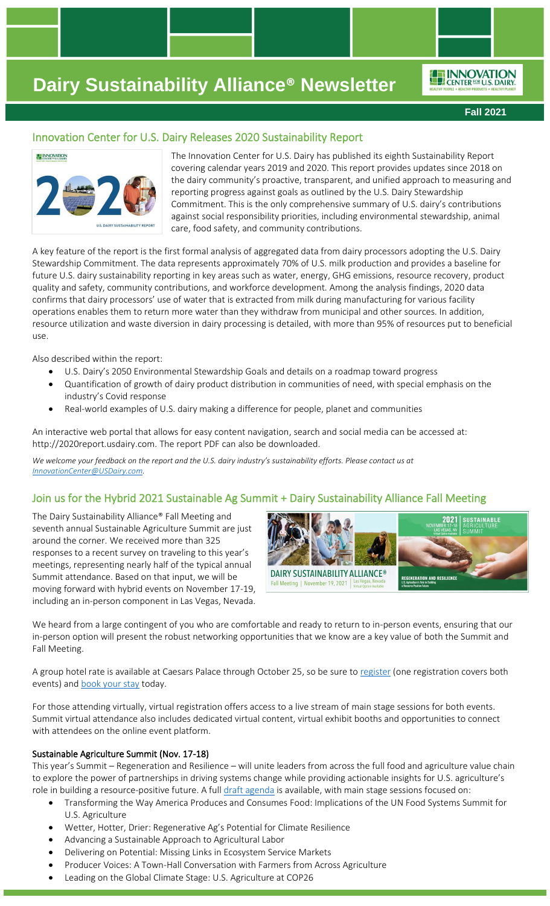# Dairy Sustainability Alliance® Newsletter

**Fall 2021**

## Innovation Center for U.S. Dairy Releases 2020 Sustainability Report

The Innovation Center for U.S. Dairy has published its eighth Sustainability Report covering calendar years 2019 and 2020. This report provides updates since 2018 on the dairy community's proactive, transparent, and unified approach to measuring and reporting progress against goals as outlined by the U.S. Dairy Stewardship Commitment. This is the only comprehensive summary of U.S. dairy's contributions against social responsibility priorities, including environmental stewardship, animal care, food safety, and community contributions.

A key feature of the report is the first formal analysis of aggregated data from dairy processors adopting the U.S. Dairy Stewardship Commitment. The data represents approximately 70% of U.S. milk production and provides a baseline for future U.S. dairy sustainability reporting in key areas such as water, energy, GHG emissions, resource recovery, product quality and safety, community contributions, and workforce development. Among the analysis findings, 2020 data confirms that dairy processors' use of water that is extracted from milk during manufacturing for various facility operations enables them to return more water than they withdraw from municipal and other sources. In addition, resource utilization and waste diversion in dairy processing is detailed, with more than 95% of resources put to beneficial use.

Also described within the report:

- U.S. Dairy's 2050 Environmental Stewardship Goals and details on a roadmap toward progress
- Quantification of growth of dairy product distribution in communities of need, with special emphasis on the industry's Covid response
- Real-world examples of U.S. dairy making a difference for people, planet and communities

An interactive web portal that allows for easy content navigation, search and social media can be accessed at: http://2020report.usdairy.com. The report PDF can also be downloaded.

*We welcome your feedback on the report and the U.S. dairy industry's sustainability efforts. Please contact us at InnovationCenter@USDairy.com.*

## Join us for the Hybrid 2021 Sustainable Ag Summit + Dairy Sustainability Alliance Fall Meeting

The Dairy Sustainability Alliance® Fall Meeting and seventh annual Sustainable Agriculture Summit are just around the corner. We received more than 325 responses to a recent survey on traveling to this year's meetings, representing nearly half of the typical annual Summit attendance. Based on that input, we will be moving forward with hybrid events on November 17-19, including an in-person component in Las Vegas, Nevada.

We heard from a large contingent of you who are comfortable and ready to return to in-person events, ensuring that our in-person option will present the robust networking opportunities that we know are a key value of both the Summit and Fall Meeting.

A group hotel rate is available at Caesars Palace through October 25, so be sure to register (one registration covers both events) and book your stay today.

For those attending virtually, virtual registration offers access to a live stream of main stage sessions for both events. Summit virtual attendance also includes dedicated virtual content, virtual exhibit booths and opportunities to connect with attendees on the online event platform.

### Sustainable Agriculture Summit (Nov. 17-18)

This year's Summit – Regeneration and Resilience – will unite leaders from across the full food and agriculture value chain to explore the power of partnerships in driving systems change while providing actionable insights for U.S. agriculture's role in building a resource-positive future. A full draft agenda is available, with main stage sessions focused on:

- Transforming the Way America Produces and Consumes Food: Implications of the UN Food Systems Summit for U.S. Agriculture
- Wetter, Hotter, Drier: Regenerative Ag's Potential for Climate Resilience
- Advancing a Sustainable Approach to Agricultural Labor
- Delivering on Potential: Missing Links in Ecosystem Service Markets
- Producer Voices: A Town-Hall Conversation with Farmers from Across Agriculture
- Leading on the Global Climate Stage: U.S. Agriculture at COP26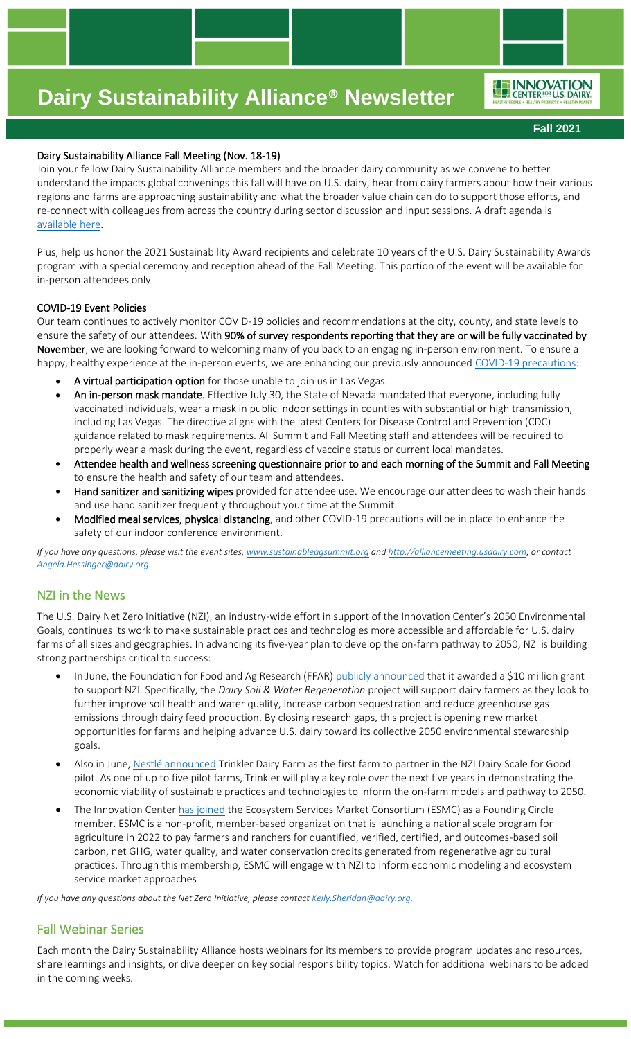# Dairy Sustainability Alliance® Newsletter

**Fall 2021**

**Dairy Sustainability Alliance Fall Meeting (Nov. 18-19)**

Join your fellow Dairy Sustainability Alliance members and the broader dairy community as we convene to better understand the impacts global convenings this fall will have on U.S. dairy, hear from dairy farmers about how their various regions and farms are approaching sustainability and what the broader value chain can do to support those efforts, and re-connect with colleagues from across the country during sector discussion and input sessions. A draft agenda is available here.

Plus, help us honor the 2021 Sustainability Award recipients and celebrate 10 years of the U.S. Dairy Sustainability Awards program with a special ceremony and reception ahead of the Fall Meeting. This portion of the event will be available for in-person attendees only.

**COVID-19 Event Policies**

Our team continues to actively monitor COVID-19 policies and recommendations at the city, county, and state levels to ensure the safety of our attendees. With **90% of survey respondents reporting that they are or will be fully vaccinated by November**, we are looking forward to welcoming many of you back to an engaging in-person environment. To ensure a happy, healthy experience at the in-person events, we are enhancing our previously announced COVID-19 precautions:

- **A virtual participation option** for those unable to join us in Las Vegas.
- **An in-person mask mandate.** Effective July 30, the State of Nevada mandated that everyone, including fully vaccinated individuals, wear a mask in public indoor settings in counties with substantial or high transmission, including Las Vegas. The directive aligns with the latest Centers for Disease Control and Prevention (CDC) guidance related to mask requirements. All Summit and Fall Meeting staff and attendees will be required to properly wear a mask during the event, regardless of vaccine status or current local mandates.
- **Attendee health and wellness screening questionnaire prior to and each morning of the Summit and Fall Meeting** to ensure the health and safety of our team and attendees.
- **Hand sanitizer and sanitizing wipes** provided for attendee use. We encourage our attendees to wash their hands and use hand sanitizer frequently throughout your time at the Summit.
- **Modified meal services, physical distancing**, and other COVID-19 precautions will be in place to enhance the safety of our indoor conference environment.

*If you have any questions, please visit the event sites, www.sustainableagsummit.org and http://alliancemeeting.usdairy.com, or contact Angela.Hessinger@dairy.org.*

## NZI in the News

The U.S. Dairy Net Zero Initiative (NZI), an industry-wide effort in support of the Innovation Center's 2050 Environmental Goals, continues its work to make sustainable practices and technologies more accessible and affordable for U.S. dairy farms of all sizes and geographies. In advancing its five-year plan to develop the on-farm pathway to 2050, NZI is building strong partnerships critical to success:

- In June, the Foundation for Food and Ag Research (FFAR) publicly announced that it awarded a $10 million grant to support NZI. Specifically, the *Dairy Soil & Water Regeneration* project will support dairy farmers as they look to further improve soil health and water quality, increase carbon sequestration and reduce greenhouse gas emissions through dairy feed production. By closing research gaps, this project is opening new market opportunities for farms and helping advance U.S. dairy toward its collective 2050 environmental stewardship goals.
- Also in June, Nestlé announced Trinkler Dairy Farm as the first farm to partner in the NZI Dairy Scale for Good pilot. As one of up to five pilot farms, Trinkler will play a key role over the next five years in demonstrating the economic viability of sustainable practices and technologies to inform the on-farm models and pathway to 2050.
- The Innovation Center has joined the Ecosystem Services Market Consortium (ESMC) as a Founding Circle member. ESMC is a non-profit, member-based organization that is launching a national scale program for agriculture in 2022 to pay farmers and ranchers for quantified, verified, certified, and outcomes-based soil carbon, net GHG, water quality, and water conservation credits generated from regenerative agricultural practices. Through this membership, ESMC will engage with NZI to inform economic modeling and ecosystem service market approaches

*If you have any questions about the Net Zero Initiative, please contact Kelly.Sheridan@dairy.org.*

## Fall Webinar Series

Each month the Dairy Sustainability Alliance hosts webinars for its members to provide program updates and resources, share learnings and insights, or dive deeper on key social responsibility topics. Watch for additional webinars to be added in the coming weeks.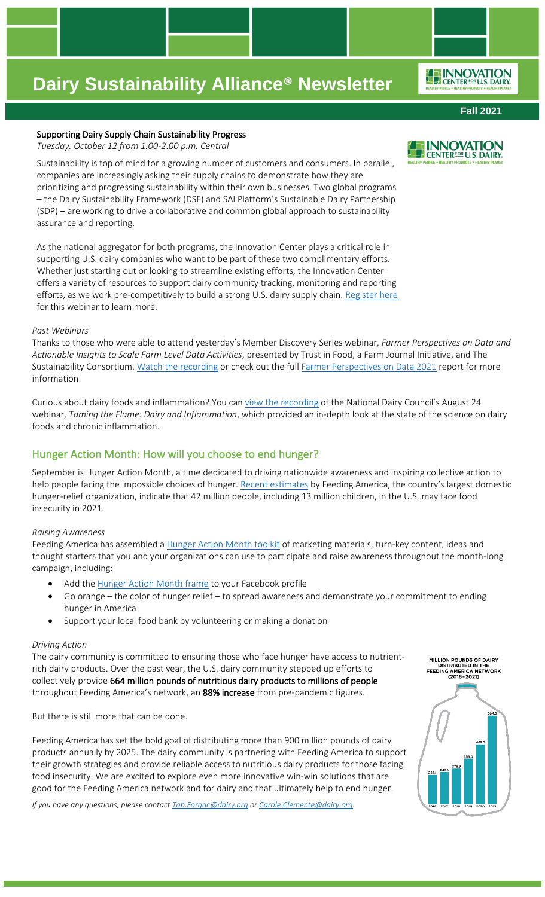# Dairy Sustainability Alliance® Newsletter

**Fall 2021**

### Supporting Dairy Supply Chain Sustainability Progress

*Tuesday, October 12 from 1:00-2:00 p.m. Central*

Sustainability is top of mind for a growing number of customers and consumers. In parallel, companies are increasingly asking their supply chains to demonstrate how they are prioritizing and progressing sustainability within their own businesses. Two global programs – the Dairy Sustainability Framework (DSF) and SAI Platform's Sustainable Dairy Partnership (SDP) – are working to drive a collaborative and common global approach to sustainability assurance and reporting.

As the national aggregator for both programs, the Innovation Center plays a critical role in supporting U.S. dairy companies who want to be part of these two complimentary efforts. Whether just starting out or looking to streamline existing efforts, the Innovation Center offers a variety of resources to support dairy community tracking, monitoring and reporting efforts, as we work pre-competitively to build a strong U.S. dairy supply chain. Register here for this webinar to learn more.

*Past Webinars*

Thanks to those who were able to attend yesterday's Member Discovery Series webinar, *Farmer Perspectives on Data and Actionable Insights to Scale Farm Level Data Activities*, presented by Trust in Food, a Farm Journal Initiative, and The Sustainability Consortium. Watch the recording or check out the full Farmer Perspectives on Data 2021 report for more information.

Curious about dairy foods and inflammation? You can view the recording of the National Dairy Council's August 24 webinar, *Taming the Flame: Dairy and Inflammation*, which provided an in-depth look at the state of the science on dairy foods and chronic inflammation.

## Hunger Action Month: How will you choose to end hunger?

September is Hunger Action Month, a time dedicated to driving nationwide awareness and inspiring collective action to help people facing the impossible choices of hunger. Recent estimates by Feeding America, the country's largest domestic hunger-relief organization, indicate that 42 million people, including 13 million children, in the U.S. may face food insecurity in 2021.

*Raising Awareness*

Feeding America has assembled a Hunger Action Month toolkit of marketing materials, turn-key content, ideas and thought starters that you and your organizations can use to participate and raise awareness throughout the month-long campaign, including:

- Add the Hunger Action Month frame to your Facebook profile
- Go orange – the color of hunger relief – to spread awareness and demonstrate your commitment to ending hunger in America
- Support your local food bank by volunteering or making a donation

*Driving Action*

The dairy community is committed to ensuring those who face hunger have access to nutrient-rich dairy products. Over the past year, the U.S. dairy community stepped up efforts to collectively provide **664 million pounds of nutritious dairy products to millions of people** throughout Feeding America's network, an **88% increase** from pre-pandemic figures.

But there is still more that can be done.

Feeding America has set the bold goal of distributing more than 900 million pounds of dairy products annually by 2025. The dairy community is partnering with Feeding America to support their growth strategies and provide reliable access to nutritious dairy products for those facing food insecurity. We are excited to explore even more innovative win-win solutions that are good for the Feeding America network and for dairy and that ultimately help to end hunger.

MILLION POUNDS OF DAIRY DISTRIBUTED IN THE FEEDING AMERICA NETWORK (2016 - 2021)

| 2016 | 2017 | 2018 | 2019 | 2020 | 2021 |
|---|---|---|---|---|---|
| 226.1 | 247.4 | 275.9 | 353.0 | 469.0 | 664.0 |

*If you have any questions, please contact Tab.Forgac@dairy.org or Carole.Clemente@dairy.org.*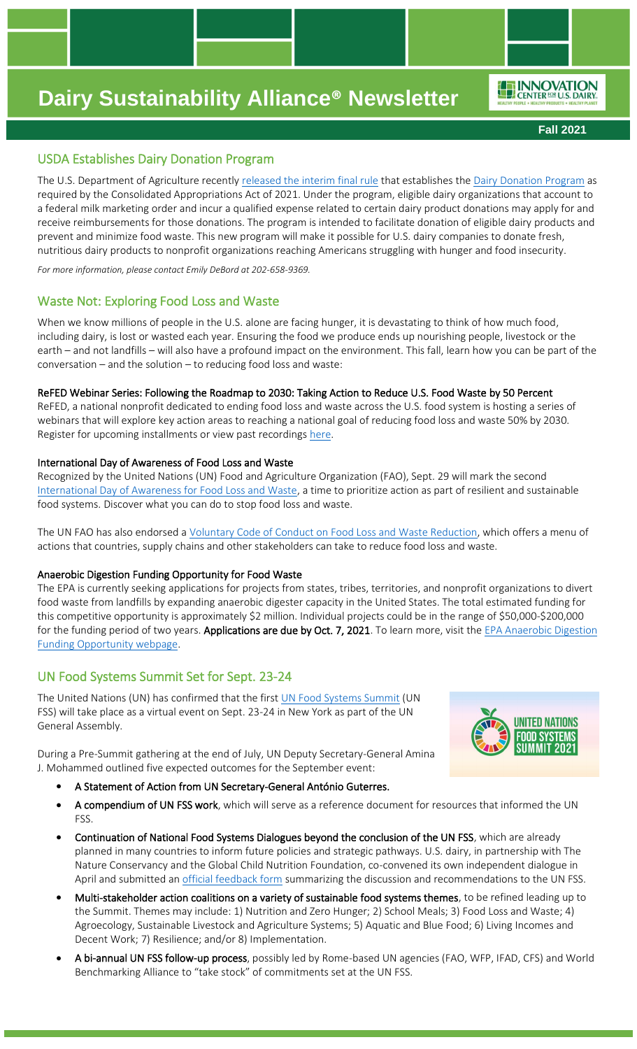# Dairy Sustainability Alliance® Newsletter

**Fall 2021**

## USDA Establishes Dairy Donation Program

The U.S. Department of Agriculture recently released the interim final rule that establishes the Dairy Donation Program as required by the Consolidated Appropriations Act of 2021. Under the program, eligible dairy organizations that account to a federal milk marketing order and incur a qualified expense related to certain dairy product donations may apply for and receive reimbursements for those donations. The program is intended to facilitate donation of eligible dairy products and prevent and minimize food waste. This new program will make it possible for U.S. dairy companies to donate fresh, nutritious dairy products to nonprofit organizations reaching Americans struggling with hunger and food insecurity.

*For more information, please contact Emily DeBord at 202-658-9369.*

## Waste Not: Exploring Food Loss and Waste

When we know millions of people in the U.S. alone are facing hunger, it is devastating to think of how much food, including dairy, is lost or wasted each year. Ensuring the food we produce ends up nourishing people, livestock or the earth – and not landfills – will also have a profound impact on the environment. This fall, learn how you can be part of the conversation – and the solution – to reducing food loss and waste:

**ReFED Webinar Series: Following the Roadmap to 2030: Taking Action to Reduce U.S. Food Waste by 50 Percent**

ReFED, a national nonprofit dedicated to ending food loss and waste across the U.S. food system is hosting a series of webinars that will explore key action areas to reaching a national goal of reducing food loss and waste 50% by 2030. Register for upcoming installments or view past recordings here.

**International Day of Awareness of Food Loss and Waste**

Recognized by the United Nations (UN) Food and Agriculture Organization (FAO), Sept. 29 will mark the second International Day of Awareness for Food Loss and Waste, a time to prioritize action as part of resilient and sustainable food systems. Discover what you can do to stop food loss and waste.

The UN FAO has also endorsed a Voluntary Code of Conduct on Food Loss and Waste Reduction, which offers a menu of actions that countries, supply chains and other stakeholders can take to reduce food loss and waste.

**Anaerobic Digestion Funding Opportunity for Food Waste**

The EPA is currently seeking applications for projects from states, tribes, territories, and nonprofit organizations to divert food waste from landfills by expanding anaerobic digester capacity in the United States. The total estimated funding for this competitive opportunity is approximately $2 million. Individual projects could be in the range of $50,000-$200,000 for the funding period of two years. **Applications are due by Oct. 7, 2021**. To learn more, visit the EPA Anaerobic Digestion Funding Opportunity webpage.

## UN Food Systems Summit Set for Sept. 23-24

The United Nations (UN) has confirmed that the first UN Food Systems Summit (UN FSS) will take place as a virtual event on Sept. 23-24 in New York as part of the UN General Assembly.

During a Pre-Summit gathering at the end of July, UN Deputy Secretary-General Amina J. Mohammed outlined five expected outcomes for the September event:

- **A Statement of Action from UN Secretary-General António Guterres.**
- **A compendium of UN FSS work**, which will serve as a reference document for resources that informed the UN FSS.
- **Continuation of National Food Systems Dialogues beyond the conclusion of the UN FSS**, which are already planned in many countries to inform future policies and strategic pathways. U.S. dairy, in partnership with The Nature Conservancy and the Global Child Nutrition Foundation, co-convened its own independent dialogue in April and submitted an official feedback form summarizing the discussion and recommendations to the UN FSS.
- **Multi-stakeholder action coalitions on a variety of sustainable food systems themes**, to be refined leading up to the Summit. Themes may include: 1) Nutrition and Zero Hunger; 2) School Meals; 3) Food Loss and Waste; 4) Agroecology, Sustainable Livestock and Agriculture Systems; 5) Aquatic and Blue Food; 6) Living Incomes and Decent Work; 7) Resilience; and/or 8) Implementation.
- **A bi-annual UN FSS follow-up process**, possibly led by Rome-based UN agencies (FAO, WFP, IFAD, CFS) and World Benchmarking Alliance to "take stock" of commitments set at the UN FSS.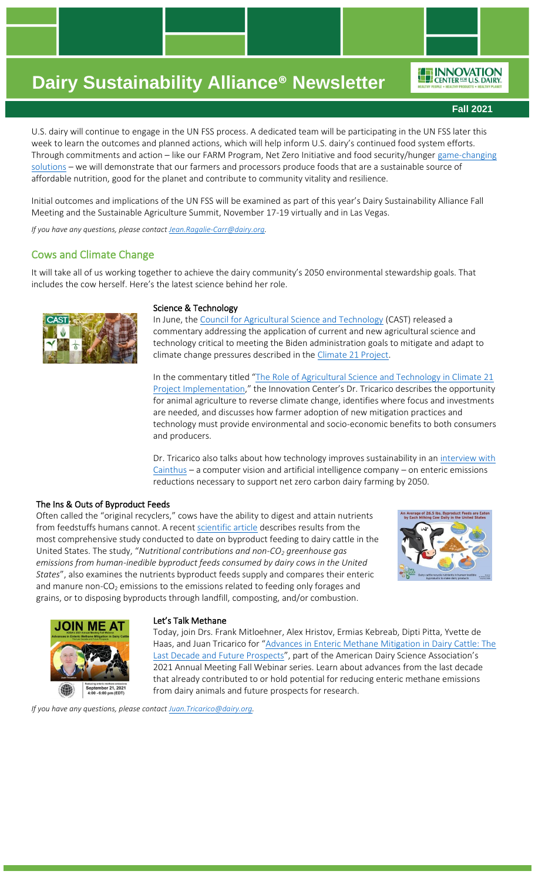U.S. dairy will continue to engage in the UN FSS process. A dedicated team will be participating in the UN FSS later this week to learn the outcomes and planned actions, which will help inform U.S. dairy's continued food system efforts. Through commitments and action – like our FARM Program, Net Zero Initiative and food security/hunger game-changing solutions – we will demonstrate that our farmers and processors produce foods that are a sustainable source of affordable nutrition, good for the planet and contribute to community vitality and resilience.

Initial outcomes and implications of the UN FSS will be examined as part of this year's Dairy Sustainability Alliance Fall Meeting and the Sustainable Agriculture Summit, November 17-19 virtually and in Las Vegas.

*If you have any questions, please contact Jean.Ragalie-Carr@dairy.org.*

## Cows and Climate Change

It will take all of us working together to achieve the dairy community's 2050 environmental stewardship goals. That includes the cow herself. Here's the latest science behind her role.

### Science & Technology

In June, the Council for Agricultural Science and Technology (CAST) released a commentary addressing the application of current and new agricultural science and technology critical to meeting the Biden administration goals to mitigate and adapt to climate change pressures described in the Climate 21 Project.

In the commentary titled "The Role of Agricultural Science and Technology in Climate 21 Project Implementation," the Innovation Center's Dr. Tricarico describes the opportunity for animal agriculture to reverse climate change, identifies where focus and investments are needed, and discusses how farmer adoption of new mitigation practices and technology must provide environmental and socio-economic benefits to both consumers and producers.

Dr. Tricarico also talks about how technology improves sustainability in an interview with Cainthus – a computer vision and artificial intelligence company – on enteric emissions reductions necessary to support net zero carbon dairy farming by 2050.

### The Ins & Outs of Byproduct Feeds

Often called the "original recyclers," cows have the ability to digest and attain nutrients from feedstuffs humans cannot. A recent scientific article describes results from the most comprehensive study conducted to date on byproduct feeding to dairy cattle in the United States. The study, "*Nutritional contributions and non-$CO_2$ greenhouse gas emissions from human-inedible byproduct feeds consumed by dairy cows in the United States*", also examines the nutrients byproduct feeds supply and compares their enteric and manure non-$CO_2$ emissions to the emissions related to feeding only forages and grains, or to disposing byproducts through landfill, composting, and/or combustion.

### Let's Talk Methane

Today, join Drs. Frank Mitloehner, Alex Hristov, Ermias Kebreab, Dipti Pitta, Yvette de Haas, and Juan Tricarico for "Advances in Enteric Methane Mitigation in Dairy Cattle: The Last Decade and Future Prospects", part of the American Dairy Science Association's 2021 Annual Meeting Fall Webinar series. Learn about advances from the last decade that already contributed to or hold potential for reducing enteric methane emissions from dairy animals and future prospects for research.

*If you have any questions, please contact Juan.Tricarico@dairy.org.*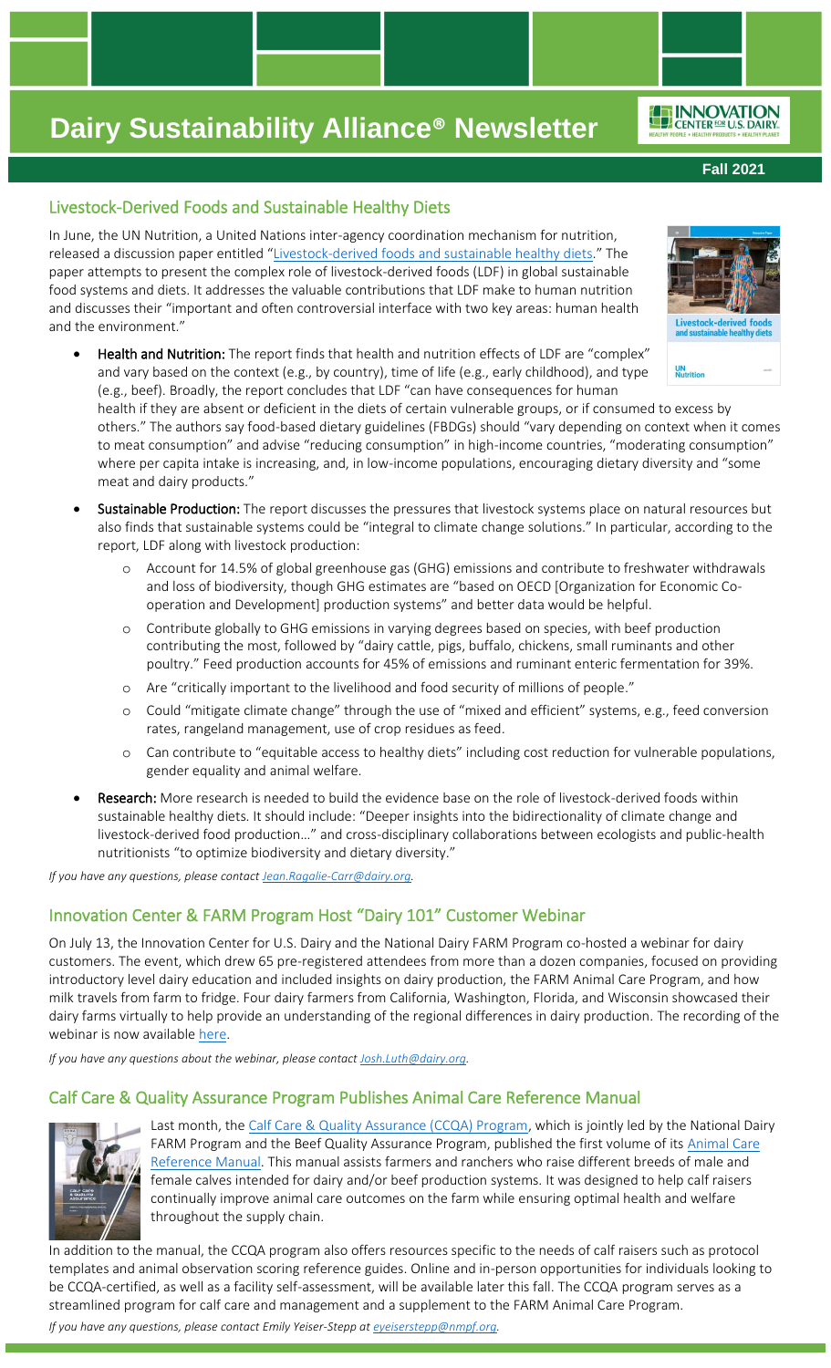# Dairy Sustainability Alliance® Newsletter

**Fall 2021**

## Livestock-Derived Foods and Sustainable Healthy Diets

In June, the UN Nutrition, a United Nations inter-agency coordination mechanism for nutrition, released a discussion paper entitled "Livestock-derived foods and sustainable healthy diets." The paper attempts to present the complex role of livestock-derived foods (LDF) in global sustainable food systems and diets. It addresses the valuable contributions that LDF make to human nutrition and discusses their "important and often controversial interface with two key areas: human health and the environment."

- **Health and Nutrition:** The report finds that health and nutrition effects of LDF are "complex" and vary based on the context (e.g., by country), time of life (e.g., early childhood), and type (e.g., beef). Broadly, the report concludes that LDF "can have consequences for human health if they are absent or deficient in the diets of certain vulnerable groups, or if consumed to excess by others." The authors say food-based dietary guidelines (FBDGs) should "vary depending on context when it comes to meat consumption" and advise "reducing consumption" in high-income countries, "moderating consumption" where per capita intake is increasing, and, in low-income populations, encouraging dietary diversity and "some meat and dairy products."
- **Sustainable Production:** The report discusses the pressures that livestock systems place on natural resources but also finds that sustainable systems could be "integral to climate change solutions." In particular, according to the report, LDF along with livestock production:
  - Account for 14.5% of global greenhouse gas (GHG) emissions and contribute to freshwater withdrawals and loss of biodiversity, though GHG estimates are "based on OECD [Organization for Economic Co-operation and Development] production systems" and better data would be helpful.
  - Contribute globally to GHG emissions in varying degrees based on species, with beef production contributing the most, followed by "dairy cattle, pigs, buffalo, chickens, small ruminants and other poultry." Feed production accounts for 45% of emissions and ruminant enteric fermentation for 39%.
  - Are "critically important to the livelihood and food security of millions of people."
  - Could "mitigate climate change" through the use of "mixed and efficient" systems, e.g., feed conversion rates, rangeland management, use of crop residues as feed.
  - Can contribute to "equitable access to healthy diets" including cost reduction for vulnerable populations, gender equality and animal welfare.
- **Research:** More research is needed to build the evidence base on the role of livestock-derived foods within sustainable healthy diets. It should include: "Deeper insights into the bidirectionality of climate change and livestock-derived food production…" and cross-disciplinary collaborations between ecologists and public-health nutritionists "to optimize biodiversity and dietary diversity."

*If you have any questions, please contact Jean.Ragalie-Carr@dairy.org.*

## Innovation Center & FARM Program Host "Dairy 101" Customer Webinar

On July 13, the Innovation Center for U.S. Dairy and the National Dairy FARM Program co-hosted a webinar for dairy customers. The event, which drew 65 pre-registered attendees from more than a dozen companies, focused on providing introductory level dairy education and included insights on dairy production, the FARM Animal Care Program, and how milk travels from farm to fridge. Four dairy farmers from California, Washington, Florida, and Wisconsin showcased their dairy farms virtually to help provide an understanding of the regional differences in dairy production. The recording of the webinar is now available here.

*If you have any questions about the webinar, please contact Josh.Luth@dairy.org.*

## Calf Care & Quality Assurance Program Publishes Animal Care Reference Manual

Last month, the Calf Care & Quality Assurance (CCQA) Program, which is jointly led by the National Dairy FARM Program and the Beef Quality Assurance Program, published the first volume of its Animal Care Reference Manual. This manual assists farmers and ranchers who raise different breeds of male and female calves intended for dairy and/or beef production systems. It was designed to help calf raisers continually improve animal care outcomes on the farm while ensuring optimal health and welfare throughout the supply chain.

In addition to the manual, the CCQA program also offers resources specific to the needs of calf raisers such as protocol templates and animal observation scoring reference guides. Online and in-person opportunities for individuals looking to be CCQA-certified, as well as a facility self-assessment, will be available later this fall. The CCQA program serves as a streamlined program for calf care and management and a supplement to the FARM Animal Care Program.

*If you have any questions, please contact Emily Yeiser-Stepp at eyeiserstepp@nmpf.org.*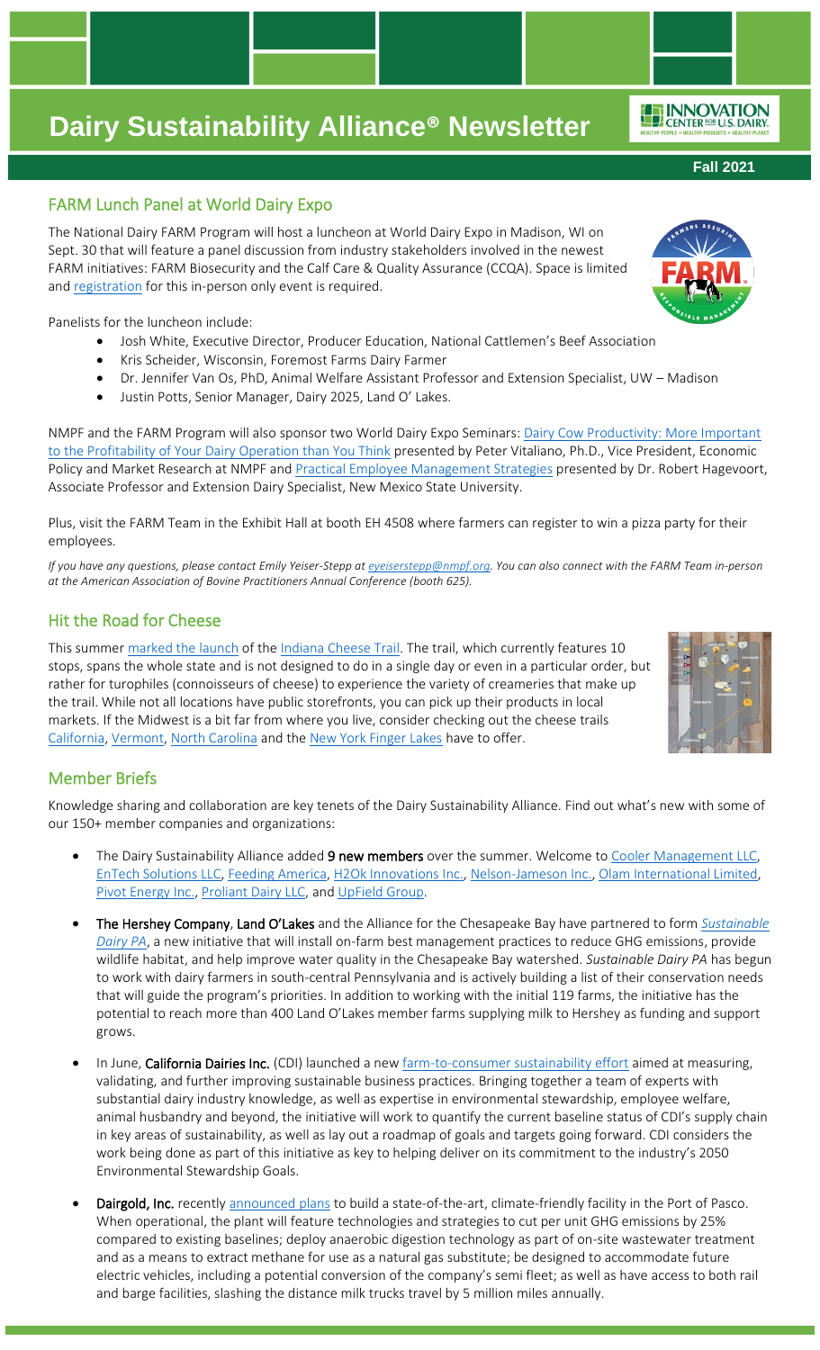# Dairy Sustainability Alliance® Newsletter

**Fall 2021**

## FARM Lunch Panel at World Dairy Expo

The National Dairy FARM Program will host a luncheon at World Dairy Expo in Madison, WI on Sept. 30 that will feature a panel discussion from industry stakeholders involved in the newest FARM initiatives: FARM Biosecurity and the Calf Care & Quality Assurance (CCQA). Space is limited and registration for this in-person only event is required.

Panelists for the luncheon include:

- Josh White, Executive Director, Producer Education, National Cattlemen's Beef Association
- Kris Scheider, Wisconsin, Foremost Farms Dairy Farmer
- Dr. Jennifer Van Os, PhD, Animal Welfare Assistant Professor and Extension Specialist, UW – Madison
- Justin Potts, Senior Manager, Dairy 2025, Land O' Lakes.

NMPF and the FARM Program will also sponsor two World Dairy Expo Seminars: Dairy Cow Productivity: More Important to the Profitability of Your Dairy Operation than You Think presented by Peter Vitaliano, Ph.D., Vice President, Economic Policy and Market Research at NMPF and Practical Employee Management Strategies presented by Dr. Robert Hagevoort, Associate Professor and Extension Dairy Specialist, New Mexico State University.

Plus, visit the FARM Team in the Exhibit Hall at booth EH 4508 where farmers can register to win a pizza party for their employees.

*If you have any questions, please contact Emily Yeiser-Stepp at eyeiserstepp@nmpf.org. You can also connect with the FARM Team in-person at the American Association of Bovine Practitioners Annual Conference (booth 625).*

## Hit the Road for Cheese

This summer marked the launch of the Indiana Cheese Trail. The trail, which currently features 10 stops, spans the whole state and is not designed to do in a single day or even in a particular order, but rather for turophiles (connoisseurs of cheese) to experience the variety of creameries that make up the trail. While not all locations have public storefronts, you can pick up their products in local markets. If the Midwest is a bit far from where you live, consider checking out the cheese trails California, Vermont, North Carolina and the New York Finger Lakes have to offer.

## Member Briefs

Knowledge sharing and collaboration are key tenets of the Dairy Sustainability Alliance. Find out what's new with some of our 150+ member companies and organizations:

- The Dairy Sustainability Alliance added **9 new members** over the summer. Welcome to Cooler Management LLC, EnTech Solutions LLC, Feeding America, H2Ok Innovations Inc., Nelson-Jameson Inc., Olam International Limited, Pivot Energy Inc., Proliant Dairy LLC, and UpField Group.

- **The Hershey Company**, **Land O'Lakes** and the Alliance for the Chesapeake Bay have partnered to form *Sustainable Dairy PA*, a new initiative that will install on-farm best management practices to reduce GHG emissions, provide wildlife habitat, and help improve water quality in the Chesapeake Bay watershed. *Sustainable Dairy PA* has begun to work with dairy farmers in south-central Pennsylvania and is actively building a list of their conservation needs that will guide the program's priorities. In addition to working with the initial 119 farms, the initiative has the potential to reach more than 400 Land O'Lakes member farms supplying milk to Hershey as funding and support grows.

- In June, **California Dairies Inc.** (CDI) launched a new farm-to-consumer sustainability effort aimed at measuring, validating, and further improving sustainable business practices. Bringing together a team of experts with substantial dairy industry knowledge, as well as expertise in environmental stewardship, employee welfare, animal husbandry and beyond, the initiative will work to quantify the current baseline status of CDI's supply chain in key areas of sustainability, as well as lay out a roadmap of goals and targets going forward. CDI considers the work being done as part of this initiative as key to helping deliver on its commitment to the industry's 2050 Environmental Stewardship Goals.

- **Dairgold, Inc.** recently announced plans to build a state-of-the-art, climate-friendly facility in the Port of Pasco. When operational, the plant will feature technologies and strategies to cut per unit GHG emissions by 25% compared to existing baselines; deploy anaerobic digestion technology as part of on-site wastewater treatment and as a means to extract methane for use as a natural gas substitute; be designed to accommodate future electric vehicles, including a potential conversion of the company's semi fleet; as well as have access to both rail and barge facilities, slashing the distance milk trucks travel by 5 million miles annually.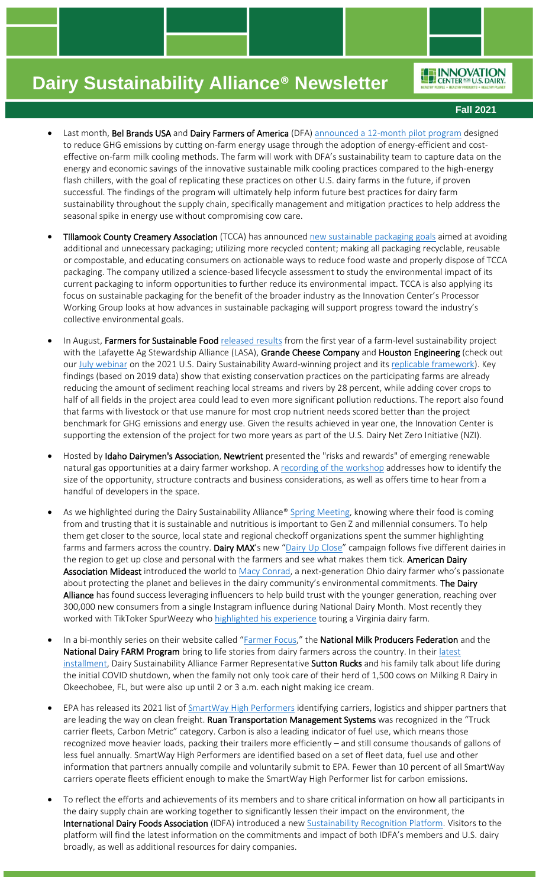- Last month, **Bel Brands USA** and **Dairy Farmers of America** (DFA) announced a 12-month pilot program designed to reduce GHG emissions by cutting on-farm energy usage through the adoption of energy-efficient and cost-effective on-farm milk cooling methods. The farm will work with DFA's sustainability team to capture data on the energy and economic savings of the innovative sustainable milk cooling practices compared to the high-energy flash chillers, with the goal of replicating these practices on other U.S. dairy farms in the future, if proven successful. The findings of the program will ultimately help inform future best practices for dairy farm sustainability throughout the supply chain, specifically management and mitigation practices to help address the seasonal spike in energy use without compromising cow care.

- **Tillamook County Creamery Association** (TCCA) has announced new sustainable packaging goals aimed at avoiding additional and unnecessary packaging; utilizing more recycled content; making all packaging recyclable, reusable or compostable, and educating consumers on actionable ways to reduce food waste and properly dispose of TCCA packaging. The company utilized a science-based lifecycle assessment to study the environmental impact of its current packaging to inform opportunities to further reduce its environmental impact. TCCA is also applying its focus on sustainable packaging for the benefit of the broader industry as the Innovation Center's Processor Working Group looks at how advances in sustainable packaging will support progress toward the industry's collective environmental goals.

- In August, **Farmers for Sustainable Food** released results from the first year of a farm-level sustainability project with the Lafayette Ag Stewardship Alliance (LASA), **Grande Cheese Company** and **Houston Engineering** (check out our July webinar on the 2021 U.S. Dairy Sustainability Award-winning project and its replicable framework). Key findings (based on 2019 data) show that existing conservation practices on the participating farms are already reducing the amount of sediment reaching local streams and rivers by 28 percent, while adding cover crops to half of all fields in the project area could lead to even more significant pollution reductions. The report also found that farms with livestock or that use manure for most crop nutrient needs scored better than the project benchmark for GHG emissions and energy use. Given the results achieved in year one, the Innovation Center is supporting the extension of the project for two more years as part of the U.S. Dairy Net Zero Initiative (NZI).

- Hosted by **Idaho Dairymen's Association**, **Newtrient** presented the "risks and rewards" of emerging renewable natural gas opportunities at a dairy farmer workshop. A recording of the workshop addresses how to identify the size of the opportunity, structure contracts and business considerations, as well as offers time to hear from a handful of developers in the space.

- As we highlighted during the Dairy Sustainability Alliance® Spring Meeting, knowing where their food is coming from and trusting that it is sustainable and nutritious is important to Gen Z and millennial consumers. To help them get closer to the source, local state and regional checkoff organizations spent the summer highlighting farms and farmers across the country. **Dairy MAX**'s new "Dairy Up Close" campaign follows five different dairies in the region to get up close and personal with the farmers and see what makes them tick. **American Dairy Association Mideast** introduced the world to Macy Conrad, a next-generation Ohio dairy farmer who's passionate about protecting the planet and believes in the dairy community's environmental commitments. **The Dairy Alliance** has found success leveraging influencers to help build trust with the younger generation, reaching over 300,000 new consumers from a single Instagram influence during National Dairy Month. Most recently they worked with TikToker SpurWeezy who highlighted his experience touring a Virginia dairy farm.

- In a bi-monthly series on their website called "Farmer Focus," the **National Milk Producers Federation** and the **National Dairy FARM Program** bring to life stories from dairy farmers across the country. In their latest installment, Dairy Sustainability Alliance Farmer Representative **Sutton Rucks** and his family talk about life during the initial COVID shutdown, when the family not only took care of their herd of 1,500 cows on Milking R Dairy in Okeechobee, FL, but were also up until 2 or 3 a.m. each night making ice cream.

- EPA has released its 2021 list of SmartWay High Performers identifying carriers, logistics and shipper partners that are leading the way on clean freight. **Ruan Transportation Management Systems** was recognized in the "Truck carrier fleets, Carbon Metric" category. Carbon is also a leading indicator of fuel use, which means those recognized move heavier loads, packing their trailers more efficiently – and still consume thousands of gallons of less fuel annually. SmartWay High Performers are identified based on a set of fleet data, fuel use and other information that partners annually compile and voluntarily submit to EPA. Fewer than 10 percent of all SmartWay carriers operate fleets efficient enough to make the SmartWay High Performer list for carbon emissions.

- To reflect the efforts and achievements of its members and to share critical information on how all participants in the dairy supply chain are working together to significantly lessen their impact on the environment, the **International Dairy Foods Association** (IDFA) introduced a new Sustainability Recognition Platform. Visitors to the platform will find the latest information on the commitments and impact of both IDFA's members and U.S. dairy broadly, as well as additional resources for dairy companies.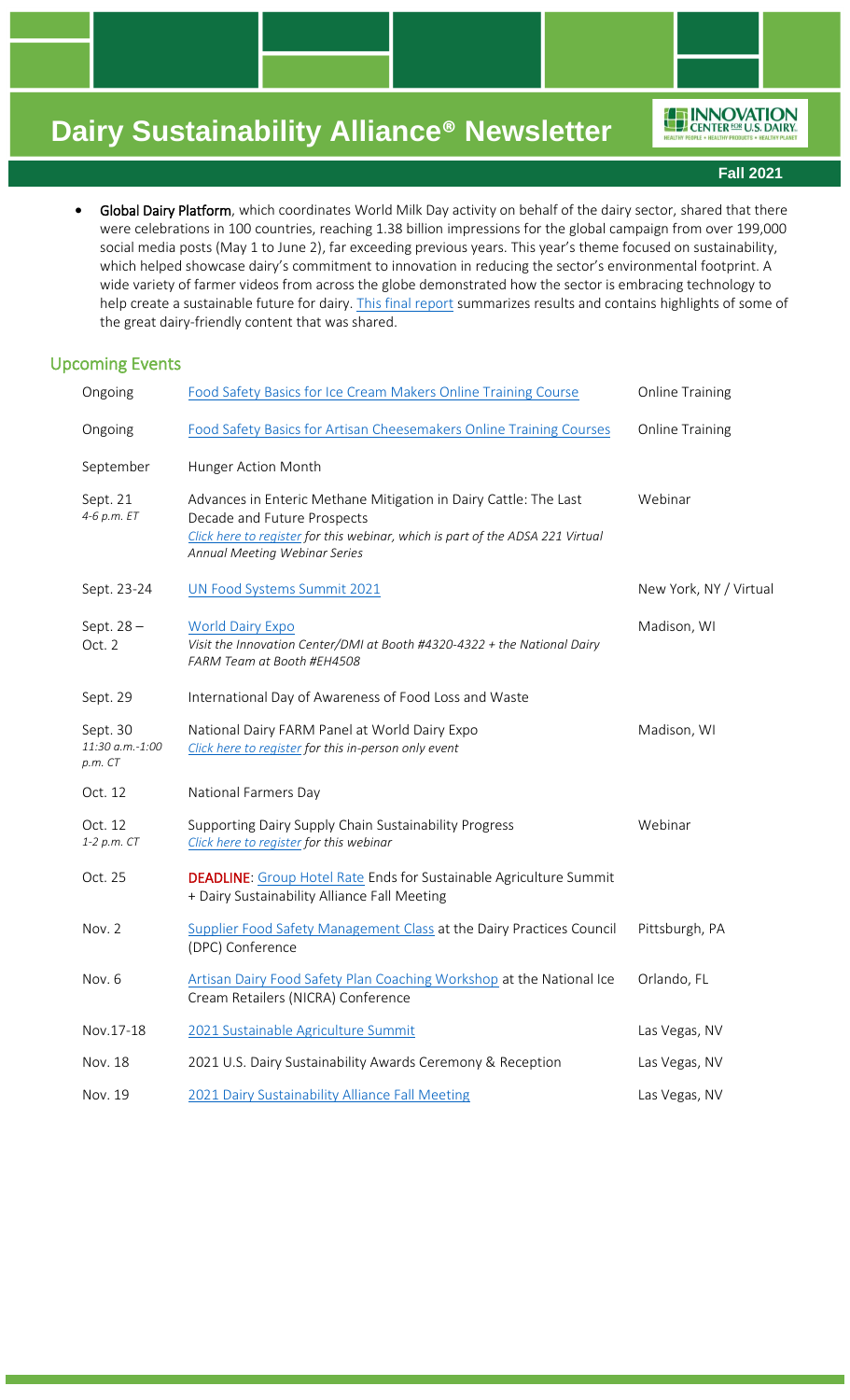- **Global Dairy Platform**, which coordinates World Milk Day activity on behalf of the dairy sector, shared that there were celebrations in 100 countries, reaching 1.38 billion impressions for the global campaign from over 199,000 social media posts (May 1 to June 2), far exceeding previous years. This year's theme focused on sustainability, which helped showcase dairy's commitment to innovation in reducing the sector's environmental footprint. A wide variety of farmer videos from across the globe demonstrated how the sector is embracing technology to help create a sustainable future for dairy. This final report summarizes results and contains highlights of some of the great dairy-friendly content that was shared.

## Upcoming Events

| | | |
|---|---|---|
| Ongoing | Food Safety Basics for Ice Cream Makers Online Training Course | Online Training |
| Ongoing | Food Safety Basics for Artisan Cheesemakers Online Training Courses | Online Training |
| September | Hunger Action Month | |
| Sept. 21 *4-6 p.m. ET* | Advances in Enteric Methane Mitigation in Dairy Cattle: The Last Decade and Future Prospects *Click here to register for this webinar, which is part of the ADSA 221 Virtual Annual Meeting Webinar Series* | Webinar |
| Sept. 23-24 | UN Food Systems Summit 2021 | New York, NY / Virtual |
| Sept. 28 – Oct. 2 | World Dairy Expo *Visit the Innovation Center/DMI at Booth #4320-4322 + the National Dairy FARM Team at Booth #EH4508* | Madison, WI |
| Sept. 29 | International Day of Awareness of Food Loss and Waste | |
| Sept. 30 *11:30 a.m.-1:00 p.m. CT* | National Dairy FARM Panel at World Dairy Expo *Click here to register for this in-person only event* | Madison, WI |
| Oct. 12 | National Farmers Day | |
| Oct. 12 *1-2 p.m. CT* | Supporting Dairy Supply Chain Sustainability Progress *Click here to register for this webinar* | Webinar |
| Oct. 25 | **DEADLINE**: Group Hotel Rate Ends for Sustainable Agriculture Summit + Dairy Sustainability Alliance Fall Meeting | |
| Nov. 2 | Supplier Food Safety Management Class at the Dairy Practices Council (DPC) Conference | Pittsburgh, PA |
| Nov. 6 | Artisan Dairy Food Safety Plan Coaching Workshop at the National Ice Cream Retailers (NICRA) Conference | Orlando, FL |
| Nov.17-18 | 2021 Sustainable Agriculture Summit | Las Vegas, NV |
| Nov. 18 | 2021 U.S. Dairy Sustainability Awards Ceremony & Reception | Las Vegas, NV |
| Nov. 19 | 2021 Dairy Sustainability Alliance Fall Meeting | Las Vegas, NV |